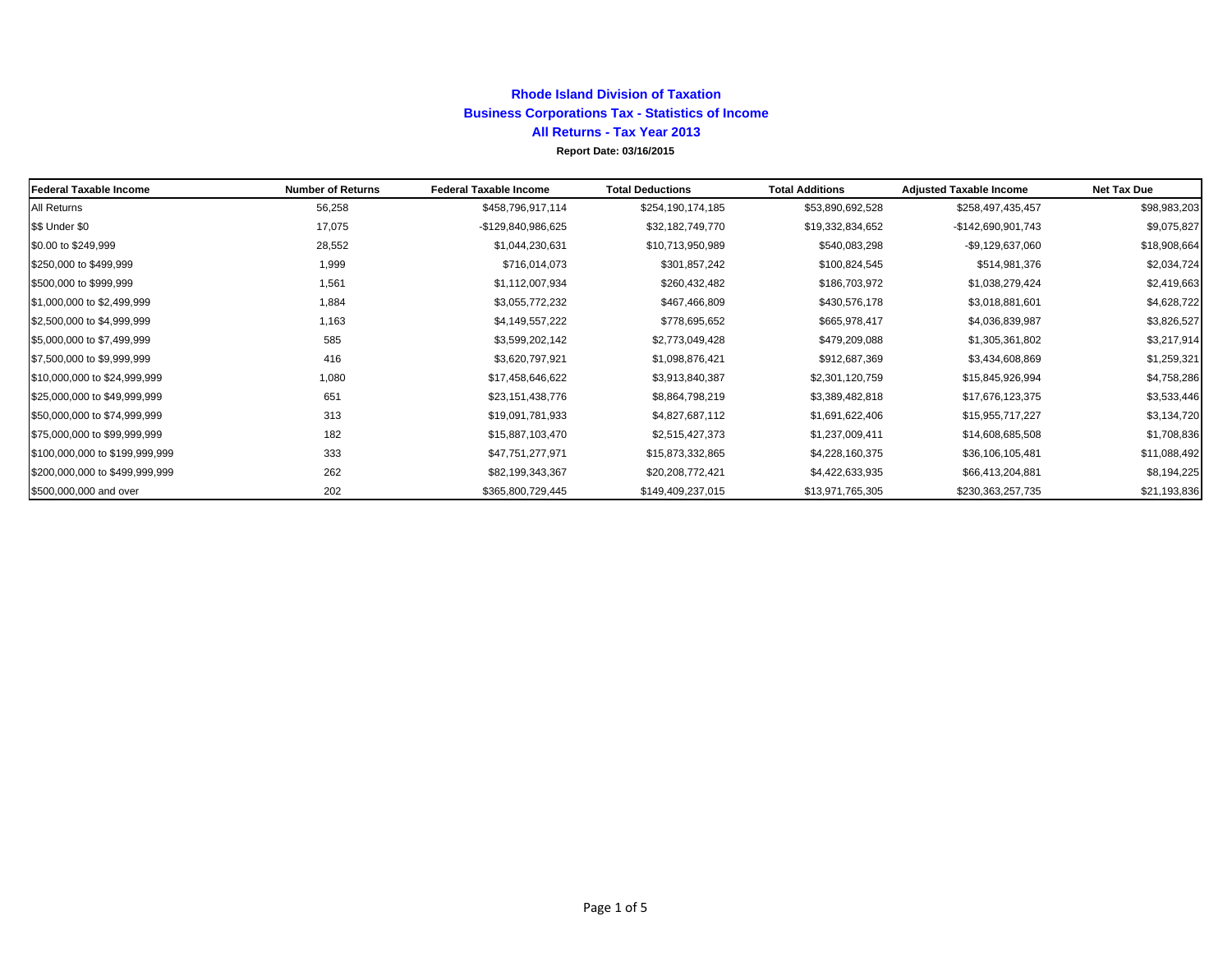# Rhode Island Division of Taxation

## Business Corporations Tax - Statistics of Income

## All Returns - Tax Year 2013

**Report Date: 03/16/2015**

| Federal Taxable Income | Number of Returns | Federal Taxable Income | Total Deductions | Total Additions | Adjusted Taxable Income | Net Tax Due |
|---|---|---|---|---|---|---|
| All Returns | 56,258 | $458,796,917,114 | $254,190,174,185 | $53,890,692,528 | $258,497,435,457 | $98,983,203 |
| $$ Under $0 | 17,075 | -$129,840,986,625 | $32,182,749,770 | $19,332,834,652 | -$142,690,901,743 | $9,075,827 |
| $0.00 to $249,999 | 28,552 | $1,044,230,631 | $10,713,950,989 | $540,083,298 | -$9,129,637,060 | $18,908,664 |
| $250,000 to $499,999 | 1,999 | $716,014,073 | $301,857,242 | $100,824,545 | $514,981,376 | $2,034,724 |
| $500,000 to $999,999 | 1,561 | $1,112,007,934 | $260,432,482 | $186,703,972 | $1,038,279,424 | $2,419,663 |
| $1,000,000 to $2,499,999 | 1,884 | $3,055,772,232 | $467,466,809 | $430,576,178 | $3,018,881,601 | $4,628,722 |
| $2,500,000 to $4,999,999 | 1,163 | $4,149,557,222 | $778,695,652 | $665,978,417 | $4,036,839,987 | $3,826,527 |
| $5,000,000 to $7,499,999 | 585 | $3,599,202,142 | $2,773,049,428 | $479,209,088 | $1,305,361,802 | $3,217,914 |
| $7,500,000 to $9,999,999 | 416 | $3,620,797,921 | $1,098,876,421 | $912,687,369 | $3,434,608,869 | $1,259,321 |
| $10,000,000 to $24,999,999 | 1,080 | $17,458,646,622 | $3,913,840,387 | $2,301,120,759 | $15,845,926,994 | $4,758,286 |
| $25,000,000 to $49,999,999 | 651 | $23,151,438,776 | $8,864,798,219 | $3,389,482,818 | $17,676,123,375 | $3,533,446 |
| $50,000,000 to $74,999,999 | 313 | $19,091,781,933 | $4,827,687,112 | $1,691,622,406 | $15,955,717,227 | $3,134,720 |
| $75,000,000 to $99,999,999 | 182 | $15,887,103,470 | $2,515,427,373 | $1,237,009,411 | $14,608,685,508 | $1,708,836 |
| $100,000,000 to $199,999,999 | 333 | $47,751,277,971 | $15,873,332,865 | $4,228,160,375 | $36,106,105,481 | $11,088,492 |
| $200,000,000 to $499,999,999 | 262 | $82,199,343,367 | $20,208,772,421 | $4,422,633,935 | $66,413,204,881 | $8,194,225 |
| $500,000,000 and over | 202 | $365,800,729,445 | $149,409,237,015 | $13,971,765,305 | $230,363,257,735 | $21,193,836 |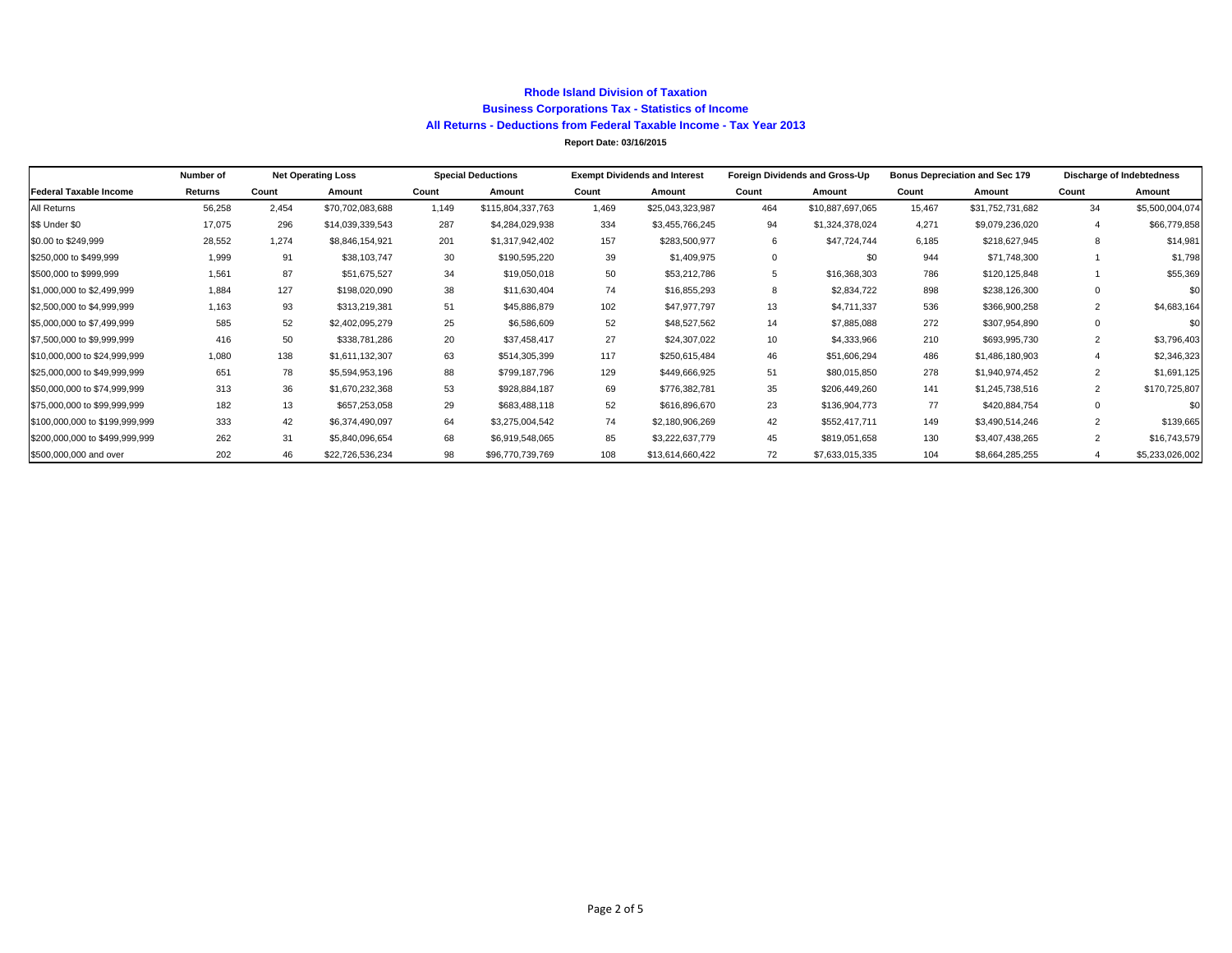**Rhode Island Division of Taxation**

**Business Corporations Tax - Statistics of Income**

**All Returns - Deductions from Federal Taxable Income - Tax Year 2013**

**Report Date: 03/16/2015**

| | Number of | Net Operating Loss | | Special Deductions | | Exempt Dividends and Interest | | Foreign Dividends and Gross-Up | | Bonus Depreciation and Sec 179 | | Discharge of Indebtedness | |
|---|---|---|---|---|---|---|---|---|---|---|---|---|---|
| **Federal Taxable Income** | **Returns** | **Count** | **Amount** | **Count** | **Amount** | **Count** | **Amount** | **Count** | **Amount** | **Count** | **Amount** | **Count** | **Amount** |
| All Returns | 56,258 | 2,454 | $70,702,083,688 | 1,149 | $115,804,337,763 | 1,469 | $25,043,323,987 | 464 | $10,887,697,065 | 15,467 | $31,752,731,682 | 34 | $5,500,004,074 |
| $$ Under $0 | 17,075 | 296 | $14,039,339,543 | 287 | $4,284,029,938 | 334 | $3,455,766,245 | 94 | $1,324,378,024 | 4,271 | $9,079,236,020 | 4 | $66,779,858 |
| $0.00 to $249,999 | 28,552 | 1,274 | $8,846,154,921 | 201 | $1,317,942,402 | 157 | $283,500,977 | 6 | $47,724,744 | 6,185 | $218,627,945 | 8 | $14,981 |
| $250,000 to $499,999 | 1,999 | 91 | $38,103,747 | 30 | $190,595,220 | 39 | $1,409,975 | 0 | $0 | 944 | $71,748,300 | 1 | $1,798 |
| $500,000 to $999,999 | 1,561 | 87 | $51,675,527 | 34 | $19,050,018 | 50 | $53,212,786 | 5 | $16,368,303 | 786 | $120,125,848 | 1 | $55,369 |
| $1,000,000 to $2,499,999 | 1,884 | 127 | $198,020,090 | 38 | $11,630,404 | 74 | $16,855,293 | 8 | $2,834,722 | 898 | $238,126,300 | 0 | $0 |
| $2,500,000 to $4,999,999 | 1,163 | 93 | $313,219,381 | 51 | $45,886,879 | 102 | $47,977,797 | 13 | $4,711,337 | 536 | $366,900,258 | 2 | $4,683,164 |
| $5,000,000 to $7,499,999 | 585 | 52 | $2,402,095,279 | 25 | $6,586,609 | 52 | $48,527,562 | 14 | $7,885,088 | 272 | $307,954,890 | 0 | $0 |
| $7,500,000 to $9,999,999 | 416 | 50 | $338,781,286 | 20 | $37,458,417 | 27 | $24,307,022 | 10 | $4,333,966 | 210 | $693,995,730 | 2 | $3,796,403 |
| $10,000,000 to $24,999,999 | 1,080 | 138 | $1,611,132,307 | 63 | $514,305,399 | 117 | $250,615,484 | 46 | $51,606,294 | 486 | $1,486,180,903 | 4 | $2,346,323 |
| $25,000,000 to $49,999,999 | 651 | 78 | $5,594,953,196 | 88 | $799,187,796 | 129 | $449,666,925 | 51 | $80,015,850 | 278 | $1,940,974,452 | 2 | $1,691,125 |
| $50,000,000 to $74,999,999 | 313 | 36 | $1,670,232,368 | 53 | $928,884,187 | 69 | $776,382,781 | 35 | $206,449,260 | 141 | $1,245,738,516 | 2 | $170,725,807 |
| $75,000,000 to $99,999,999 | 182 | 13 | $657,253,058 | 29 | $683,488,118 | 52 | $616,896,670 | 23 | $136,904,773 | 77 | $420,884,754 | 0 | $0 |
| $100,000,000 to $199,999,999 | 333 | 42 | $6,374,490,097 | 64 | $3,275,004,542 | 74 | $2,180,906,269 | 42 | $552,417,711 | 149 | $3,490,514,246 | 2 | $139,665 |
| $200,000,000 to $499,999,999 | 262 | 31 | $5,840,096,654 | 68 | $6,919,548,065 | 85 | $3,222,637,779 | 45 | $819,051,658 | 130 | $3,407,438,265 | 2 | $16,743,579 |
| $500,000,000 and over | 202 | 46 | $22,726,536,234 | 98 | $96,770,739,769 | 108 | $13,614,660,422 | 72 | $7,633,015,335 | 104 | $8,664,285,255 | 4 | $5,233,026,002 |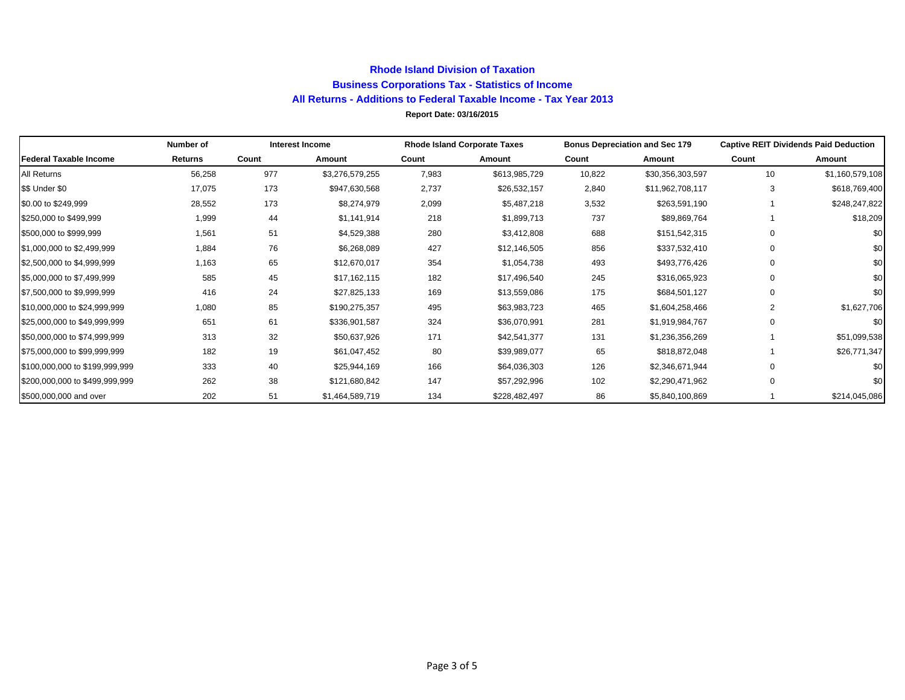# Rhode Island Division of Taxation

## Business Corporations Tax - Statistics of Income

### All Returns - Additions to Federal Taxable Income - Tax Year 2013

**Report Date: 03/16/2015**

| | Number of | Interest Income | | Rhode Island Corporate Taxes | | Bonus Depreciation and Sec 179 | | Captive REIT Dividends Paid Deduction | |
|---|---|---|---|---|---|---|---|---|---|
| **Federal Taxable Income** | **Returns** | **Count** | **Amount** | **Count** | **Amount** | **Count** | **Amount** | **Count** | **Amount** |
| All Returns | 56,258 | 977 | $3,276,579,255 | 7,983 | $613,985,729 | 10,822 | $30,356,303,597 | 10 | $1,160,579,108 |
| $$ Under $0 | 17,075 | 173 | $947,630,568 | 2,737 | $26,532,157 | 2,840 | $11,962,708,117 | 3 | $618,769,400 |
| $0.00 to $249,999 | 28,552 | 173 | $8,274,979 | 2,099 | $5,487,218 | 3,532 | $263,591,190 | 1 | $248,247,822 |
| $250,000 to $499,999 | 1,999 | 44 | $1,141,914 | 218 | $1,899,713 | 737 | $89,869,764 | 1 | $18,209 |
| $500,000 to $999,999 | 1,561 | 51 | $4,529,388 | 280 | $3,412,808 | 688 | $151,542,315 | 0 | $0 |
| $1,000,000 to $2,499,999 | 1,884 | 76 | $6,268,089 | 427 | $12,146,505 | 856 | $337,532,410 | 0 | $0 |
| $2,500,000 to $4,999,999 | 1,163 | 65 | $12,670,017 | 354 | $1,054,738 | 493 | $493,776,426 | 0 | $0 |
| $5,000,000 to $7,499,999 | 585 | 45 | $17,162,115 | 182 | $17,496,540 | 245 | $316,065,923 | 0 | $0 |
| $7,500,000 to $9,999,999 | 416 | 24 | $27,825,133 | 169 | $13,559,086 | 175 | $684,501,127 | 0 | $0 |
| $10,000,000 to $24,999,999 | 1,080 | 85 | $190,275,357 | 495 | $63,983,723 | 465 | $1,604,258,466 | 2 | $1,627,706 |
| $25,000,000 to $49,999,999 | 651 | 61 | $336,901,587 | 324 | $36,070,991 | 281 | $1,919,984,767 | 0 | $0 |
| $50,000,000 to $74,999,999 | 313 | 32 | $50,637,926 | 171 | $42,541,377 | 131 | $1,236,356,269 | 1 | $51,099,538 |
| $75,000,000 to $99,999,999 | 182 | 19 | $61,047,452 | 80 | $39,989,077 | 65 | $818,872,048 | 1 | $26,771,347 |
| $100,000,000 to $199,999,999 | 333 | 40 | $25,944,169 | 166 | $64,036,303 | 126 | $2,346,671,944 | 0 | $0 |
| $200,000,000 to $499,999,999 | 262 | 38 | $121,680,842 | 147 | $57,292,996 | 102 | $2,290,471,962 | 0 | $0 |
| $500,000,000 and over | 202 | 51 | $1,464,589,719 | 134 | $228,482,497 | 86 | $5,840,100,869 | 1 | $214,045,086 |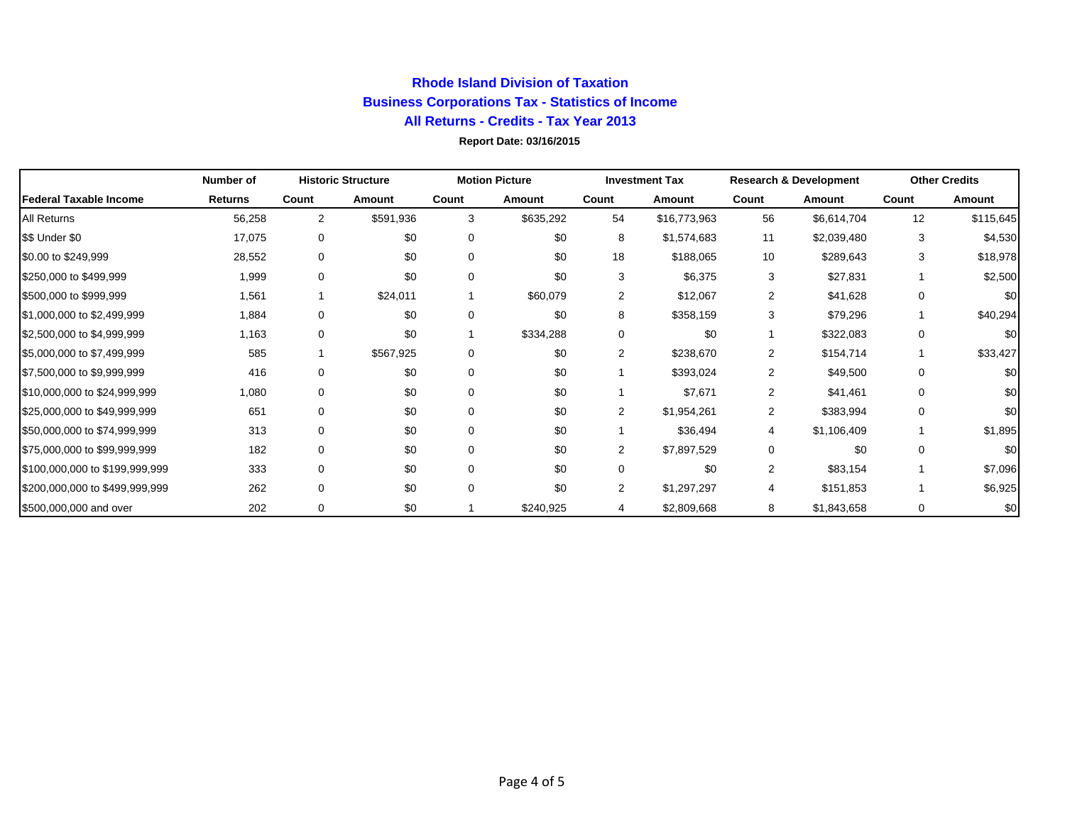# Rhode Island Division of Taxation
## Business Corporations Tax - Statistics of Income
## All Returns - Credits - Tax Year 2013

**Report Date: 03/16/2015**

| | Number of | Historic Structure | | Motion Picture | | Investment Tax | | Research & Development | | Other Credits | |
|---|---|---|---|---|---|---|---|---|---|---|---|
| **Federal Taxable Income** | **Returns** | **Count** | **Amount** | **Count** | **Amount** | **Count** | **Amount** | **Count** | **Amount** | **Count** | **Amount** |
| All Returns | 56,258 | 2 | $591,936 | 3 | $635,292 | 54 | $16,773,963 | 56 | $6,614,704 | 12 | $115,645 |
| $$ Under $0 | 17,075 | 0 | $0 | 0 | $0 | 8 | $1,574,683 | 11 | $2,039,480 | 3 | $4,530 |
| $0.00 to $249,999 | 28,552 | 0 | $0 | 0 | $0 | 18 | $188,065 | 10 | $289,643 | 3 | $18,978 |
| $250,000 to $499,999 | 1,999 | 0 | $0 | 0 | $0 | 3 | $6,375 | 3 | $27,831 | 1 | $2,500 |
| $500,000 to $999,999 | 1,561 | 1 | $24,011 | 1 | $60,079 | 2 | $12,067 | 2 | $41,628 | 0 | $0 |
| $1,000,000 to $2,499,999 | 1,884 | 0 | $0 | 0 | $0 | 8 | $358,159 | 3 | $79,296 | 1 | $40,294 |
| $2,500,000 to $4,999,999 | 1,163 | 0 | $0 | 1 | $334,288 | 0 | $0 | 1 | $322,083 | 0 | $0 |
| $5,000,000 to $7,499,999 | 585 | 1 | $567,925 | 0 | $0 | 2 | $238,670 | 2 | $154,714 | 1 | $33,427 |
| $7,500,000 to $9,999,999 | 416 | 0 | $0 | 0 | $0 | 1 | $393,024 | 2 | $49,500 | 0 | $0 |
| $10,000,000 to $24,999,999 | 1,080 | 0 | $0 | 0 | $0 | 1 | $7,671 | 2 | $41,461 | 0 | $0 |
| $25,000,000 to $49,999,999 | 651 | 0 | $0 | 0 | $0 | 2 | $1,954,261 | 2 | $383,994 | 0 | $0 |
| $50,000,000 to $74,999,999 | 313 | 0 | $0 | 0 | $0 | 1 | $36,494 | 4 | $1,106,409 | 1 | $1,895 |
| $75,000,000 to $99,999,999 | 182 | 0 | $0 | 0 | $0 | 2 | $7,897,529 | 0 | $0 | 0 | $0 |
| $100,000,000 to $199,999,999 | 333 | 0 | $0 | 0 | $0 | 0 | $0 | 2 | $83,154 | 1 | $7,096 |
| $200,000,000 to $499,999,999 | 262 | 0 | $0 | 0 | $0 | 2 | $1,297,297 | 4 | $151,853 | 1 | $6,925 |
| $500,000,000 and over | 202 | 0 | $0 | 1 | $240,925 | 4 | $2,809,668 | 8 | $1,843,658 | 0 | $0 |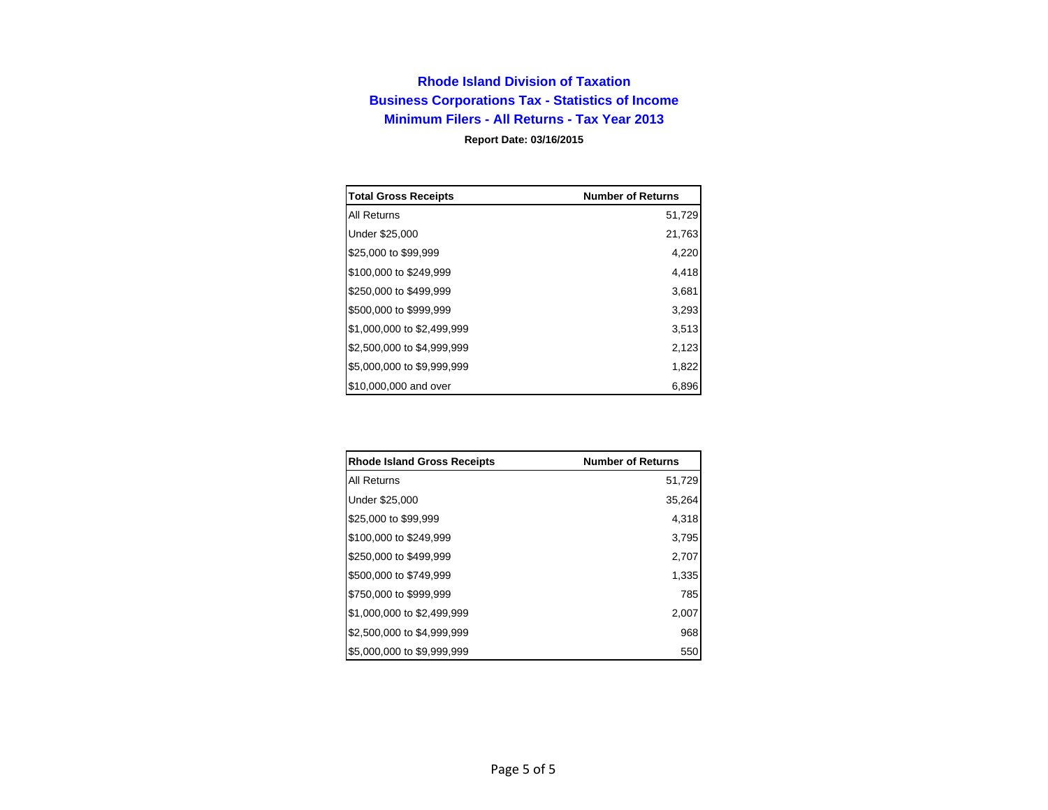# Rhode Island Division of Taxation

## Business Corporations Tax - Statistics of Income

## Minimum Filers - All Returns - Tax Year 2013

**Report Date: 03/16/2015**

| Total Gross Receipts | Number of Returns |
| --- | ---: |
| All Returns | 51,729 |
| Under $25,000 | 21,763 |
| $25,000 to $99,999 | 4,220 |
| $100,000 to $249,999 | 4,418 |
| $250,000 to $499,999 | 3,681 |
| $500,000 to $999,999 | 3,293 |
| $1,000,000 to $2,499,999 | 3,513 |
| $2,500,000 to $4,999,999 | 2,123 |
| $5,000,000 to $9,999,999 | 1,822 |
| $10,000,000 and over | 6,896 |

| Rhode Island Gross Receipts | Number of Returns |
| --- | ---: |
| All Returns | 51,729 |
| Under $25,000 | 35,264 |
| $25,000 to $99,999 | 4,318 |
| $100,000 to $249,999 | 3,795 |
| $250,000 to $499,999 | 2,707 |
| $500,000 to $749,999 | 1,335 |
| $750,000 to $999,999 | 785 |
| $1,000,000 to $2,499,999 | 2,007 |
| $2,500,000 to $4,999,999 | 968 |
| $5,000,000 to $9,999,999 | 550 |